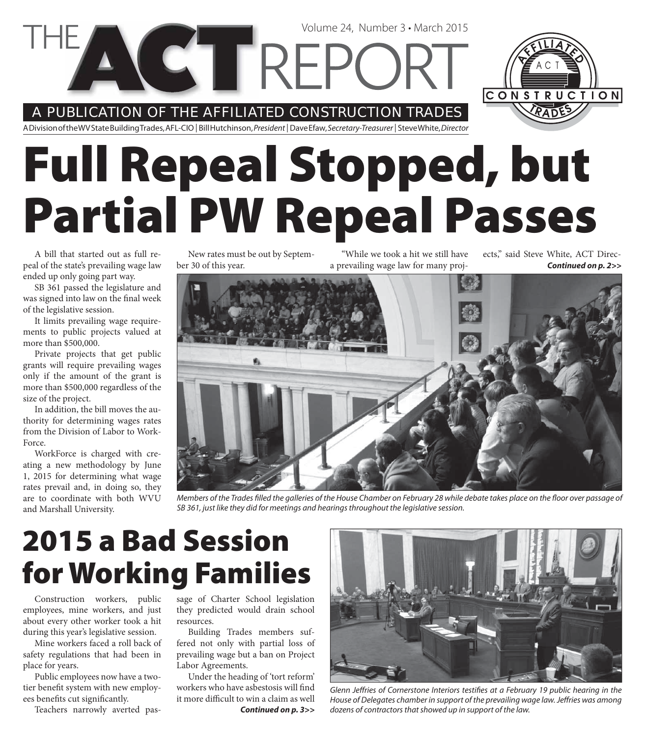# THE ACT REPORT

Volume 24, Number 3 • March 2015

A PUBLICATION OF THE AFFILIATED CONSTRUCTION TRADES

A Division of the WV State Building Trades, AFL-CIO | Bill Hutchinson, *President* | Dave Efaw, *Secretary-Treasurer* | Steve White, *Director*

# Full Repeal Stopped, but Partial PW Repeal Passes

A bill that started out as full repeal of the state's prevailing wage law ended up only going part way.

SB 361 passed the legislature and was signed into law on the final week of the legislative session.

It limits prevailing wage requirements to public projects valued at more than $500,000.

Private projects that get public grants will require prevailing wages only if the amount of the grant is more than $500,000 regardless of the size of the project.

In addition, the bill moves the authority for determining wages rates from the Division of Labor to WorkForce.

WorkForce is charged with creating a new methodology by June 1, 2015 for determining what wage rates prevail and, in doing so, they are to coordinate with both WVU and Marshall University.

New rates must be out by September 30 of this year.

"While we took a hit we still have a prevailing wage law for many projects," said Steve White, ACT Direc-

***Continued on p. 2>>***

*Members of the Trades filled the galleries of the House Chamber on February 28 while debate takes place on the floor over passage of SB 361, just like they did for meetings and hearings throughout the legislative session.*

# 2015 a Bad Session for Working Families

Construction workers, public employees, mine workers, and just about every other worker took a hit during this year's legislative session.

Mine workers faced a roll back of safety regulations that had been in place for years.

Public employees now have a two-tier benefit system with new employees benefits cut significantly.

Teachers narrowly averted passage of Charter School legislation they predicted would drain school resources.

Building Trades members suffered not only with partial loss of prevailing wage but a ban on Project Labor Agreements.

Under the heading of 'tort reform' workers who have asbestosis will find it more difficult to win a claim as well

***Continued on p. 3>>***

*Glenn Jeffries of Cornerstone Interiors testifies at a February 19 public hearing in the House of Delegates chamber in support of the prevailing wage law. Jeffries was among dozens of contractors that showed up in support of the law.*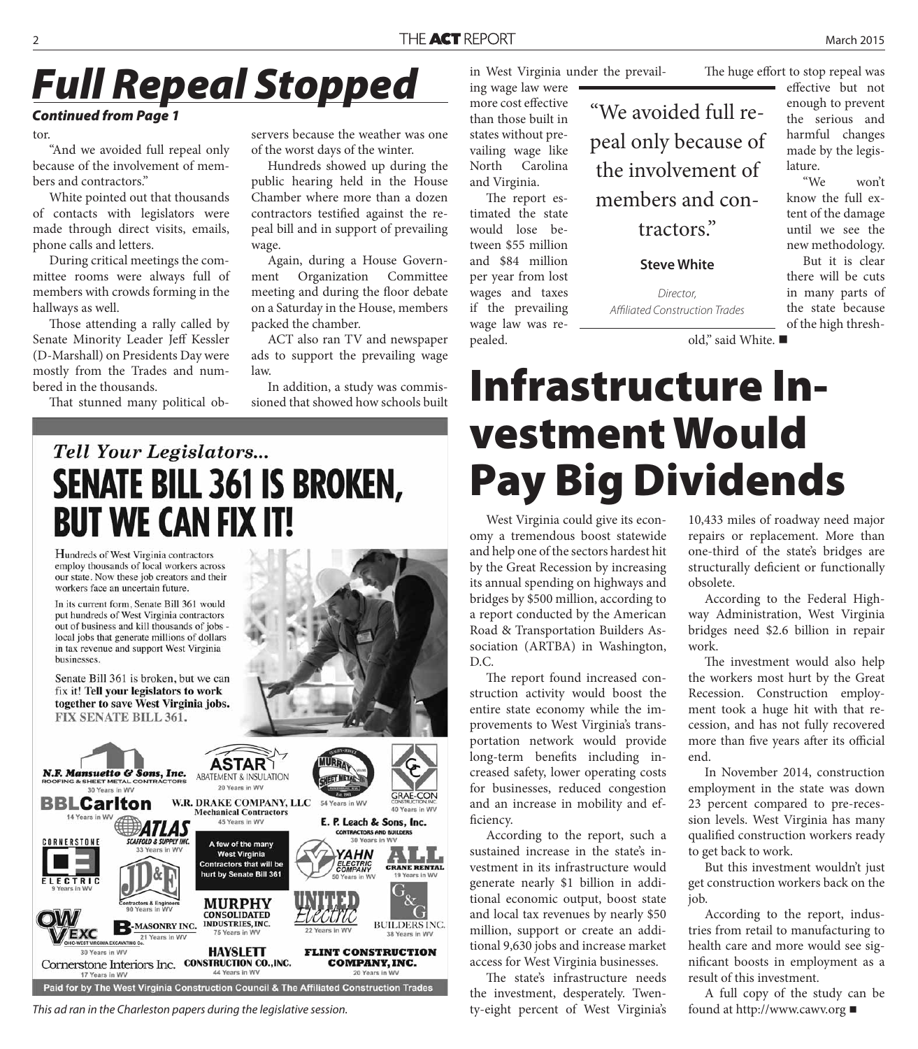# Full Repeal Stopped

***Continued from Page 1***

tor.

"And we avoided full repeal only because of the involvement of members and contractors."

White pointed out that thousands of contacts with legislators were made through direct visits, emails, phone calls and letters.

During critical meetings the committee rooms were always full of members with crowds forming in the hallways as well.

Those attending a rally called by Senate Minority Leader Jeff Kessler (D-Marshall) on Presidents Day were mostly from the Trades and numbered in the thousands.

That stunned many political observers because the weather was one of the worst days of the winter.

Hundreds showed up during the public hearing held in the House Chamber where more than a dozen contractors testified against the repeal bill and in support of prevailing wage.

Again, during a House Government Organization Committee meeting and during the floor debate on a Saturday in the House, members packed the chamber.

ACT also ran TV and newspaper ads to support the prevailing wage law.

In addition, a study was commissioned that showed how schools built in West Virginia under the prevailing wage law were more cost effective than those built in states without prevailing wage like North Carolina and Virginia.

The report estimated the state would lose between $55 million and $84 million per year from lost wages and taxes if the prevailing wage law was repealed.

> "We avoided full repeal only because of the involvement of members and contractors."
>
> **Steve White**
>
> *Director, Affiliated Construction Trades*

The huge effort to stop repeal was effective but not enough to prevent the serious and harmful changes made by the legislature.

"We won't know the full extent of the damage until we see the new methodology. But it is clear there will be cuts in many parts of the state because of the high threshold," said White. ■

*Tell Your Legislators...*

## SENATE BILL 361 IS BROKEN, BUT WE CAN FIX IT!

Hundreds of West Virginia contractors employ thousands of local workers across our state. Now these job creators and their workers face an uncertain future.

In its current form, Senate Bill 361 would put hundreds of West Virginia contractors out of business and kill thousands of jobs - local jobs that generate millions of dollars in tax revenue and support West Virginia businesses.

Senate Bill 361 is broken, but we can fix it! **Tell your legislators to work together to save West Virginia jobs.** **FIX SENATE BILL 361.**

A few of the many West Virginia Contractors that will be hurt by Senate Bill 361:

- N.F. Mansuetto & Sons, Inc. Roofing & Sheet Metal Contractors – 30 Years in WV
- ASTAR Abatement & Insulation – 20 Years in WV
- Murray Sheet Metal – 54 Years in WV
- Grae-Con Construction, Inc. – 40 Years in WV
- BBLCarlton – 14 Years in WV
- W.R. Drake Company, LLC Mechanical Contractors – 45 Years in WV
- E. P. Leach & Sons, Inc. Contractors and Builders – 30 Years in WV
- Atlas Scaffold & Supply Inc. – 33 Years in WV
- Cornerstone Electric – 9 Years in WV
- JD&E Contractors & Engineers – 90 Years in WV
- Yahn Electric Company – 50 Years in WV
- ALL Crane Rental – 19 Years in WV
- Murphy Consolidated Industries, Inc. – 75 Years in WV
- United Electric – 22 Years in WV
- G & G Builders Inc. – 38 Years in WV
- OWVEXC Ohio-West Virginia Excavating Co. – 30 Years in WV
- B-Masonry Inc. – 21 Years in WV
- Cornerstone Interiors Inc. – 17 Years in WV
- Hayslett Construction Co., Inc. – 44 Years in WV
- Flint Construction Company, Inc. – 20 Years in WV

**Paid for by The West Virginia Construction Council & The Affiliated Construction Trades**

*This ad ran in the Charleston papers during the legislative session.*

# Infrastructure Investment Would Pay Big Dividends

West Virginia could give its economy a tremendous boost statewide and help one of the sectors hardest hit by the Great Recession by increasing its annual spending on highways and bridges by $500 million, according to a report conducted by the American Road & Transportation Builders Association (ARTBA) in Washington, D.C.

The report found increased construction activity would boost the entire state economy while the improvements to West Virginia's transportation network would provide long-term benefits including increased safety, lower operating costs for businesses, reduced congestion and an increase in mobility and efficiency.

According to the report, such a sustained increase in the state's investment in its infrastructure would generate nearly $1 billion in additional economic output, boost state and local tax revenues by nearly $50 million, support or create an additional 9,630 jobs and increase market access for West Virginia businesses.

The state's infrastructure needs the investment, desperately. Twenty-eight percent of West Virginia's 10,433 miles of roadway need major repairs or replacement. More than one-third of the state's bridges are structurally deficient or functionally obsolete.

According to the Federal Highway Administration, West Virginia bridges need $2.6 billion in repair work.

The investment would also help the workers most hurt by the Great Recession. Construction employment took a huge hit with that recession, and has not fully recovered more than five years after its official end.

In November 2014, construction employment in the state was down 23 percent compared to pre-recession levels. West Virginia has many qualified construction workers ready to get back to work.

But this investment wouldn't just get construction workers back on the job.

According to the report, industries from retail to manufacturing to health care and more would see significant boosts in employment as a result of this investment.

A full copy of the study can be found at http://www.cawv.org ■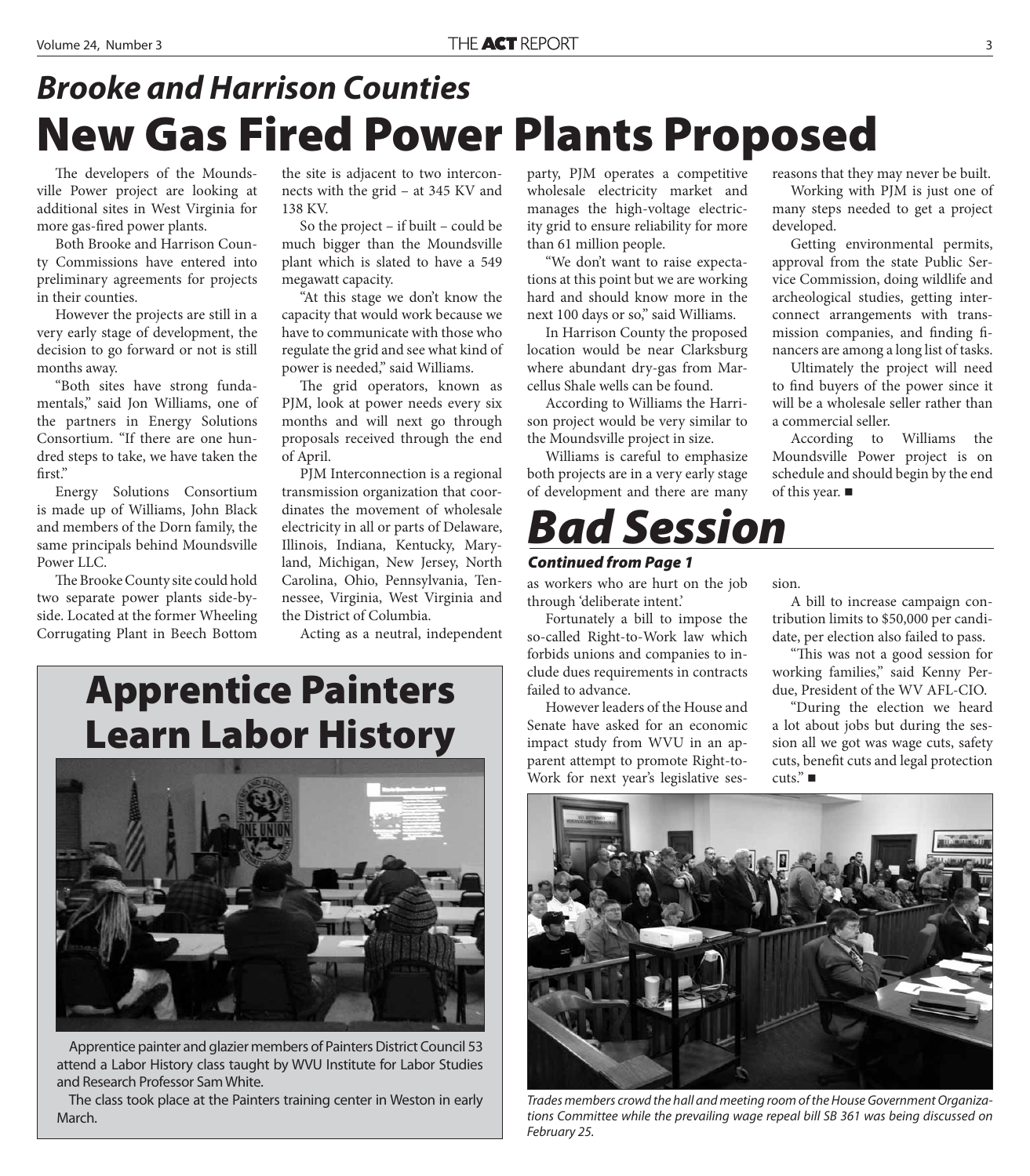## *Brooke and Harrison Counties*

# New Gas Fired Power Plants Proposed

The developers of the Moundsville Power project are looking at additional sites in West Virginia for more gas-fired power plants.

Both Brooke and Harrison County Commissions have entered into preliminary agreements for projects in their counties.

However the projects are still in a very early stage of development, the decision to go forward or not is still months away.

"Both sites have strong fundamentals," said Jon Williams, one of the partners in Energy Solutions Consortium. "If there are one hundred steps to take, we have taken the first."

Energy Solutions Consortium is made up of Williams, John Black and members of the Dorn family, the same principals behind Moundsville Power LLC.

The Brooke County site could hold two separate power plants side-by-side. Located at the former Wheeling Corrugating Plant in Beech Bottom the site is adjacent to two interconnects with the grid – at 345 KV and 138 KV.

So the project – if built – could be much bigger than the Moundsville plant which is slated to have a 549 megawatt capacity.

"At this stage we don't know the capacity that would work because we have to communicate with those who regulate the grid and see what kind of power is needed," said Williams.

The grid operators, known as PJM, look at power needs every six months and will next go through proposals received through the end of April.

PJM Interconnection is a regional transmission organization that coordinates the movement of wholesale electricity in all or parts of Delaware, Illinois, Indiana, Kentucky, Maryland, Michigan, New Jersey, North Carolina, Ohio, Pennsylvania, Tennessee, Virginia, West Virginia and the District of Columbia.

Acting as a neutral, independent party, PJM operates a competitive wholesale electricity market and manages the high-voltage electricity grid to ensure reliability for more than 61 million people.

"We don't want to raise expectations at this point but we are working hard and should know more in the next 100 days or so," said Williams.

In Harrison County the proposed location would be near Clarksburg where abundant dry-gas from Marcellus Shale wells can be found.

According to Williams the Harrison project would be very similar to the Moundsville project in size.

Williams is careful to emphasize both projects are in a very early stage of development and there are many reasons that they may never be built.

Working with PJM is just one of many steps needed to get a project developed.

Getting environmental permits, approval from the state Public Service Commission, doing wildlife and archeological studies, getting interconnect arrangements with transmission companies, and finding financers are among a long list of tasks.

Ultimately the project will need to find buyers of the power since it will be a wholesale seller rather than a commercial seller.

According to Williams the Moundsville Power project is on schedule and should begin by the end of this year. ■

# *Bad Session*

***Continued from Page 1***

as workers who are hurt on the job through 'deliberate intent.'

Fortunately a bill to impose the so-called Right-to-Work law which forbids unions and companies to include dues requirements in contracts failed to advance.

However leaders of the House and Senate have asked for an economic impact study from WVU in an apparent attempt to promote Right-to-Work for next year's legislative session.

A bill to increase campaign contribution limits to $50,000 per candidate, per election also failed to pass.

"This was not a good session for working families," said Kenny Perdue, President of the WV AFL-CIO.

"During the election we heard a lot about jobs but during the session all we got was wage cuts, safety cuts, benefit cuts and legal protection cuts." ■

*Trades members crowd the hall and meeting room of the House Government Organizations Committee while the prevailing wage repeal bill SB 361 was being discussed on February 25.*

# Apprentice Painters Learn Labor History

Apprentice painter and glazier members of Painters District Council 53 attend a Labor History class taught by WVU Institute for Labor Studies and Research Professor Sam White.

The class took place at the Painters training center in Weston in early March.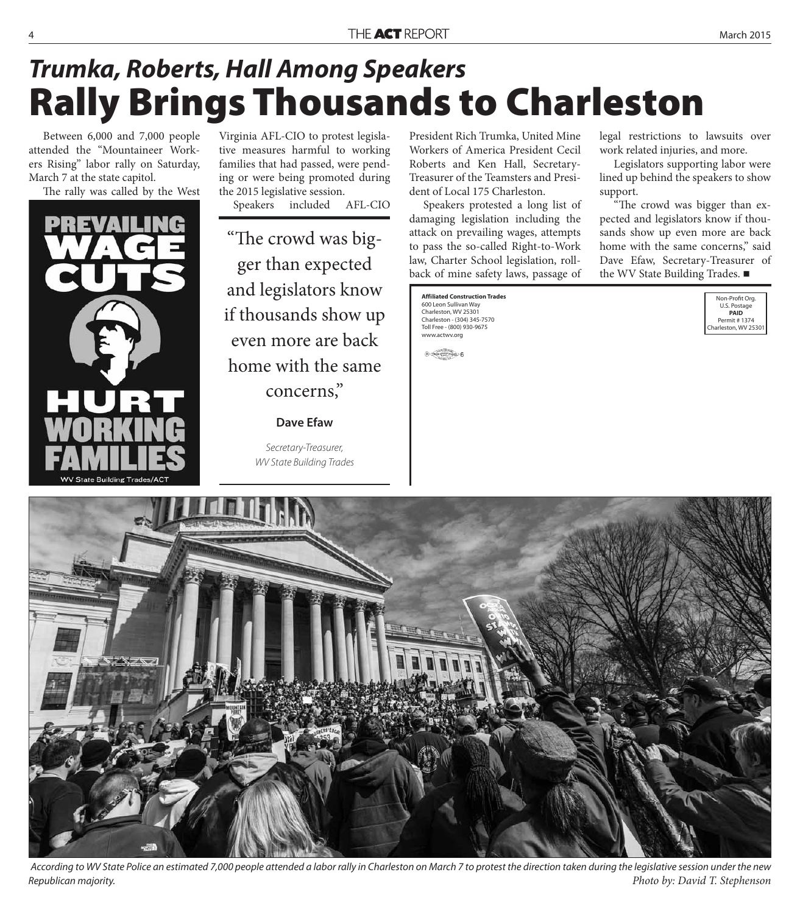## *Trumka, Roberts, Hall Among Speakers*

# Rally Brings Thousands to Charleston

Between 6,000 and 7,000 people attended the "Mountaineer Workers Rising" labor rally on Saturday, March 7 at the state capitol.

The rally was called by the West Virginia AFL-CIO to protest legislative measures harmful to working families that had passed, were pending or were being promoted during the 2015 legislative session.

Speakers included AFL-CIO President Rich Trumka, United Mine Workers of America President Cecil Roberts and Ken Hall, Secretary-Treasurer of the Teamsters and President of Local 175 Charleston.

Speakers protested a long list of damaging legislation including the attack on prevailing wages, attempts to pass the so-called Right-to-Work law, Charter School legislation, rollback of mine safety laws, passage of legal restrictions to lawsuits over work related injuries, and more.

Legislators supporting labor were lined up behind the speakers to show support.

"The crowd was bigger than expected and legislators know if thousands show up even more are back home with the same concerns," said Dave Efaw, Secretary-Treasurer of the WV State Building Trades. ■

PREVAILING WAGE CUTS HURT WORKING FAMILIES

WV State Building Trades/ACT

> "The crowd was bigger than expected and legislators know if thousands show up even more are back home with the same concerns,"
>
> **Dave Efaw**
>
> *Secretary-Treasurer, WV State Building Trades*

**Affiliated Construction Trades**
600 Leon Sullivan Way
Charleston, WV 25301
Charleston - (304) 345-7570
Toll Free - (800) 930-9675
www.actwv.org

Non-Profit Org.
U.S. Postage
**PAID**
Permit # 1374
Charleston, WV 25301

*According to WV State Police an estimated 7,000 people attended a labor rally in Charleston on March 7 to protest the direction taken during the legislative session under the new Republican majority.* *Photo by: David T. Stephenson*